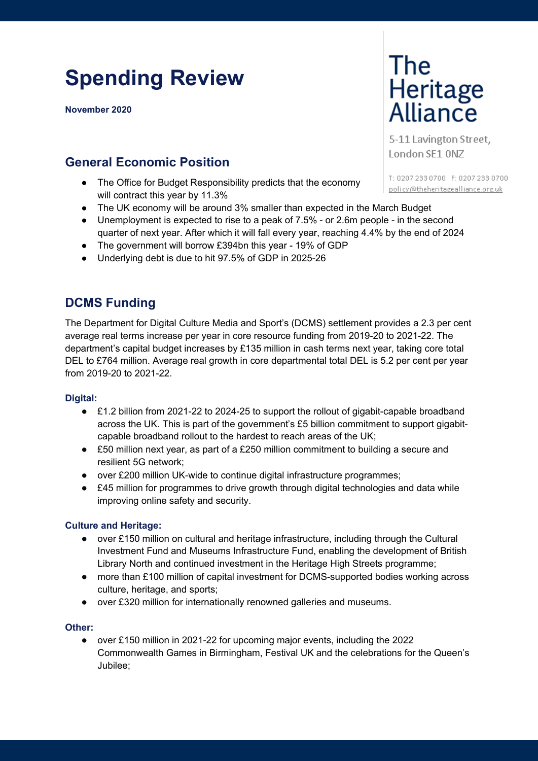# Spending Review

**November 2020**

The Heritage Alliance

5-11 Lavington Street,
London SE1 0NZ

T: 0207 233 0700 F: 0207 233 0700
policy@theheritagealliance.org.uk

## General Economic Position

- The Office for Budget Responsibility predicts that the economy will contract this year by 11.3%
- The UK economy will be around 3% smaller than expected in the March Budget
- Unemployment is expected to rise to a peak of 7.5% - or 2.6m people - in the second quarter of next year. After which it will fall every year, reaching 4.4% by the end of 2024
- The government will borrow £394bn this year - 19% of GDP
- Underlying debt is due to hit 97.5% of GDP in 2025-26

## DCMS Funding

The Department for Digital Culture Media and Sport's (DCMS) settlement provides a 2.3 per cent average real terms increase per year in core resource funding from 2019-20 to 2021-22. The department's capital budget increases by £135 million in cash terms next year, taking core total DEL to £764 million. Average real growth in core departmental total DEL is 5.2 per cent per year from 2019-20 to 2021-22.

### Digital:

- £1.2 billion from 2021-22 to 2024-25 to support the rollout of gigabit-capable broadband across the UK. This is part of the government's £5 billion commitment to support gigabit-capable broadband rollout to the hardest to reach areas of the UK;
- £50 million next year, as part of a £250 million commitment to building a secure and resilient 5G network;
- over £200 million UK-wide to continue digital infrastructure programmes;
- £45 million for programmes to drive growth through digital technologies and data while improving online safety and security.

### Culture and Heritage:

- over £150 million on cultural and heritage infrastructure, including through the Cultural Investment Fund and Museums Infrastructure Fund, enabling the development of British Library North and continued investment in the Heritage High Streets programme;
- more than £100 million of capital investment for DCMS-supported bodies working across culture, heritage, and sports;
- over £320 million for internationally renowned galleries and museums.

### Other:

- over £150 million in 2021-22 for upcoming major events, including the 2022 Commonwealth Games in Birmingham, Festival UK and the celebrations for the Queen's Jubilee;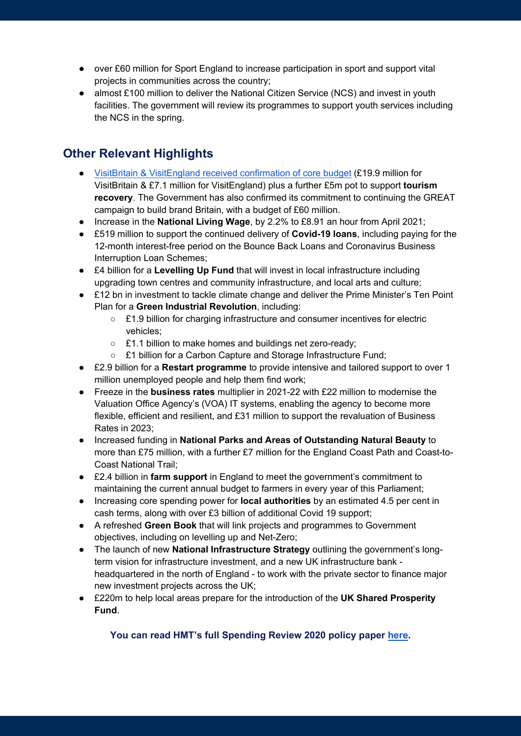- over £60 million for Sport England to increase participation in sport and support vital projects in communities across the country;
- almost £100 million to deliver the National Citizen Service (NCS) and invest in youth facilities. The government will review its programmes to support youth services including the NCS in the spring.

## Other Relevant Highlights

- VisitBritain & VisitEngland received confirmation of core budget (£19.9 million for VisitBritain & £7.1 million for VisitEngland) plus a further £5m pot to support **tourism recovery**. The Government has also confirmed its commitment to continuing the GREAT campaign to build brand Britain, with a budget of £60 million.
- Increase in the **National Living Wage**, by 2.2% to £8.91 an hour from April 2021;
- £519 million to support the continued delivery of **Covid-19 loans**, including paying for the 12-month interest-free period on the Bounce Back Loans and Coronavirus Business Interruption Loan Schemes;
- £4 billion for a **Levelling Up Fund** that will invest in local infrastructure including upgrading town centres and community infrastructure, and local arts and culture;
- £12 bn in investment to tackle climate change and deliver the Prime Minister's Ten Point Plan for a **Green Industrial Revolution**, including:
  - £1.9 billion for charging infrastructure and consumer incentives for electric vehicles;
  - £1.1 billion to make homes and buildings net zero-ready;
  - £1 billion for a Carbon Capture and Storage Infrastructure Fund;
- £2.9 billion for a **Restart programme** to provide intensive and tailored support to over 1 million unemployed people and help them find work;
- Freeze in the **business rates** multiplier in 2021-22 with £22 million to modernise the Valuation Office Agency's (VOA) IT systems, enabling the agency to become more flexible, efficient and resilient, and £31 million to support the revaluation of Business Rates in 2023;
- Increased funding in **National Parks and Areas of Outstanding Natural Beauty** to more than £75 million, with a further £7 million for the England Coast Path and Coast-to-Coast National Trail;
- £2.4 billion in **farm support** in England to meet the government's commitment to maintaining the current annual budget to farmers in every year of this Parliament;
- Increasing core spending power for **local authorities** by an estimated 4.5 per cent in cash terms, along with over £3 billion of additional Covid 19 support;
- A refreshed **Green Book** that will link projects and programmes to Government objectives, including on levelling up and Net-Zero;
- The launch of new **National Infrastructure Strategy** outlining the government's long-term vision for infrastructure investment, and a new UK infrastructure bank - headquartered in the north of England - to work with the private sector to finance major new investment projects across the UK;
- £220m to help local areas prepare for the introduction of the **UK Shared Prosperity Fund**.

**You can read HMT's full Spending Review 2020 policy paper here.**